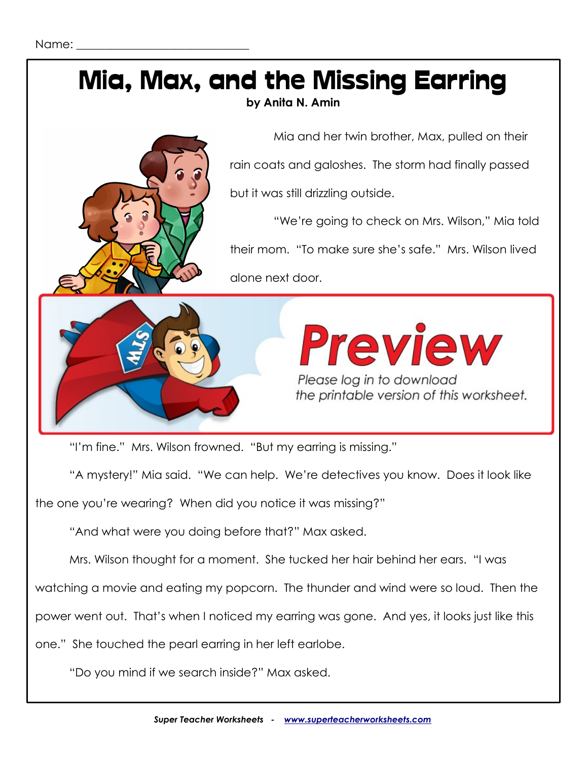Name: ___________________________

# Mia, Max, and the Missing Earring

**by Anita N. Amin**

Mia and her twin brother, Max, pulled on their rain coats and galoshes. The storm had finally passed but it was still drizzling outside.

"We're going to check on Mrs. Wilson," Mia told their mom. "To make sure she's safe." Mrs. Wilson lived alone next door.

**Preview**

*Please log in to download the printable version of this worksheet.*

"I'm fine." Mrs. Wilson frowned. "But my earring is missing."

"A mystery!" Mia said. "We can help. We're detectives you know. Does it look like the one you're wearing? When did you notice it was missing?"

"And what were you doing before that?" Max asked.

Mrs. Wilson thought for a moment. She tucked her hair behind her ears. "I was watching a movie and eating my popcorn. The thunder and wind were so loud. Then the power went out. That's when I noticed my earring was gone. And yes, it looks just like this one." She touched the pearl earring in her left earlobe.

"Do you mind if we search inside?" Max asked.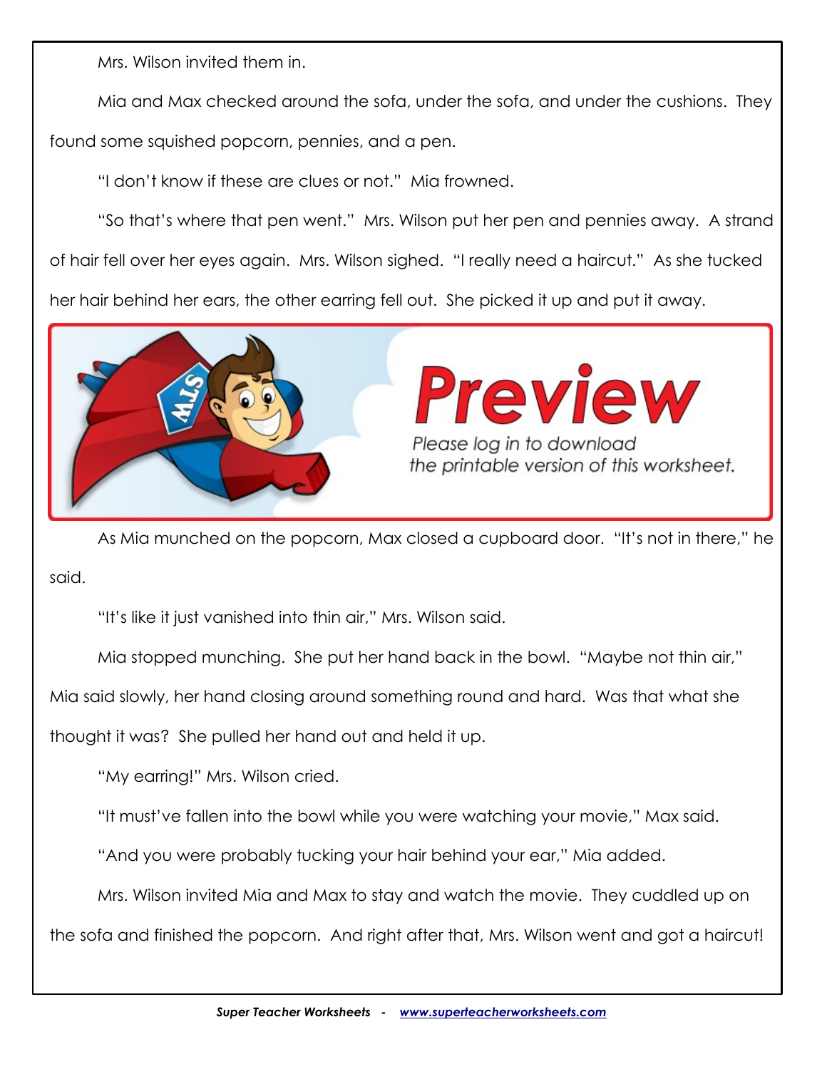Mrs. Wilson invited them in.

Mia and Max checked around the sofa, under the sofa, and under the cushions. They found some squished popcorn, pennies, and a pen.

"I don't know if these are clues or not." Mia frowned.

"So that's where that pen went." Mrs. Wilson put her pen and pennies away. A strand of hair fell over her eyes again. Mrs. Wilson sighed. "I really need a haircut." As she tucked her hair behind her ears, the other earring fell out. She picked it up and put it away.

As Mia munched on the popcorn, Max closed a cupboard door. "It's not in there," he said.

"It's like it just vanished into thin air," Mrs. Wilson said.

Mia stopped munching. She put her hand back in the bowl. "Maybe not thin air," Mia said slowly, her hand closing around something round and hard. Was that what she thought it was? She pulled her hand out and held it up.

"My earring!" Mrs. Wilson cried.

"It must've fallen into the bowl while you were watching your movie," Max said.

"And you were probably tucking your hair behind your ear," Mia added.

Mrs. Wilson invited Mia and Max to stay and watch the movie. They cuddled up on the sofa and finished the popcorn. And right after that, Mrs. Wilson went and got a haircut!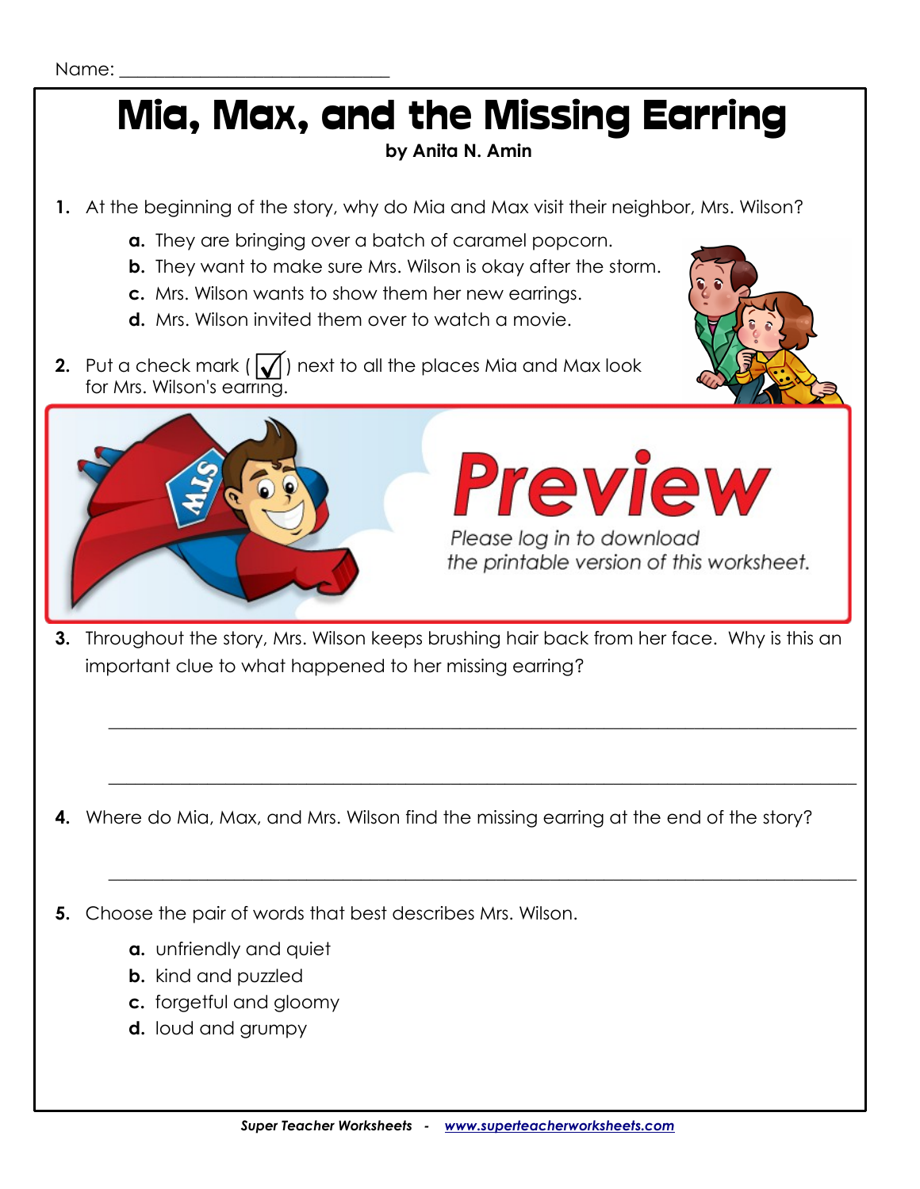Name: ______________________________

# Mia, Max, and the Missing Earring

**by Anita N. Amin**

**1.** At the beginning of the story, why do Mia and Max visit their neighbor, Mrs. Wilson?

- **a.** They are bringing over a batch of caramel popcorn.
- **b.** They want to make sure Mrs. Wilson is okay after the storm.
- **c.** Mrs. Wilson wants to show them her new earrings.
- **d.** Mrs. Wilson invited them over to watch a movie.

**2.** Put a check mark ( ☑ ) next to all the places Mia and Max look for Mrs. Wilson's earring.

**Preview**

*Please log in to download the printable version of this worksheet.*

**3.** Throughout the story, Mrs. Wilson keeps brushing hair back from her face. Why is this an important clue to what happened to her missing earring?

_______________________________________________________________________________

_______________________________________________________________________________

**4.** Where do Mia, Max, and Mrs. Wilson find the missing earring at the end of the story?

_______________________________________________________________________________

**5.** Choose the pair of words that best describes Mrs. Wilson.

- **a.** unfriendly and quiet
- **b.** kind and puzzled
- **c.** forgetful and gloomy
- **d.** loud and grumpy

*Super Teacher Worksheets - www.superteacherworksheets.com*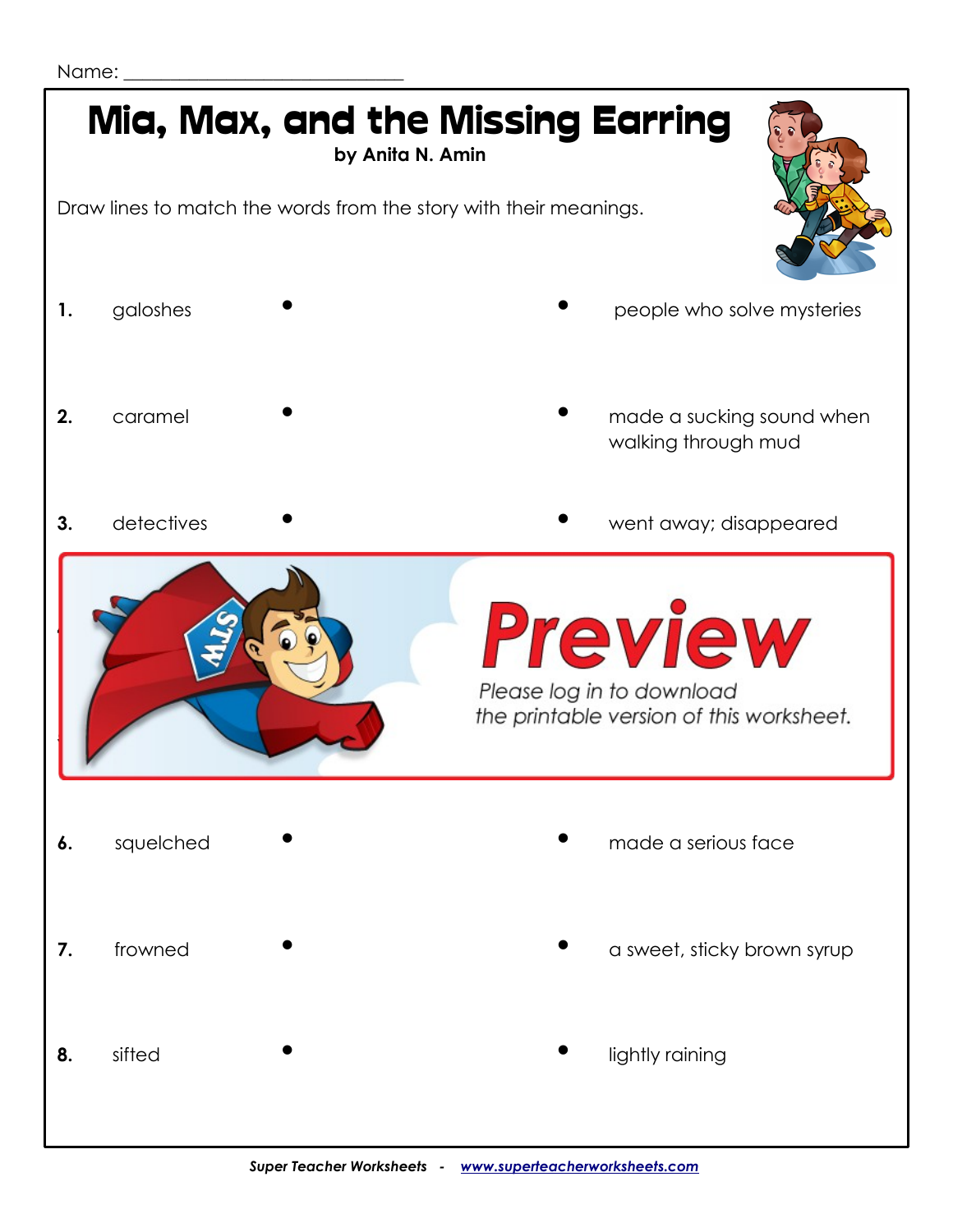Name: ___________________________

# Mia, Max, and the Missing Earring

**by Anita N. Amin**

Draw lines to match the words from the story with their meanings.

| | Word | | Meaning |
|---|---|---|---|
| **1.** | galoshes | • • | people who solve mysteries |
| **2.** | caramel | • • | made a sucking sound when walking through mud |
| **3.** | detectives | • • | went away; disappeared |
| **6.** | squelched | • • | made a serious face |
| **7.** | frowned | • • | a sweet, sticky brown syrup |
| **8.** | sifted | • • | lightly raining |

**Preview**

*Please log in to download the printable version of this worksheet.*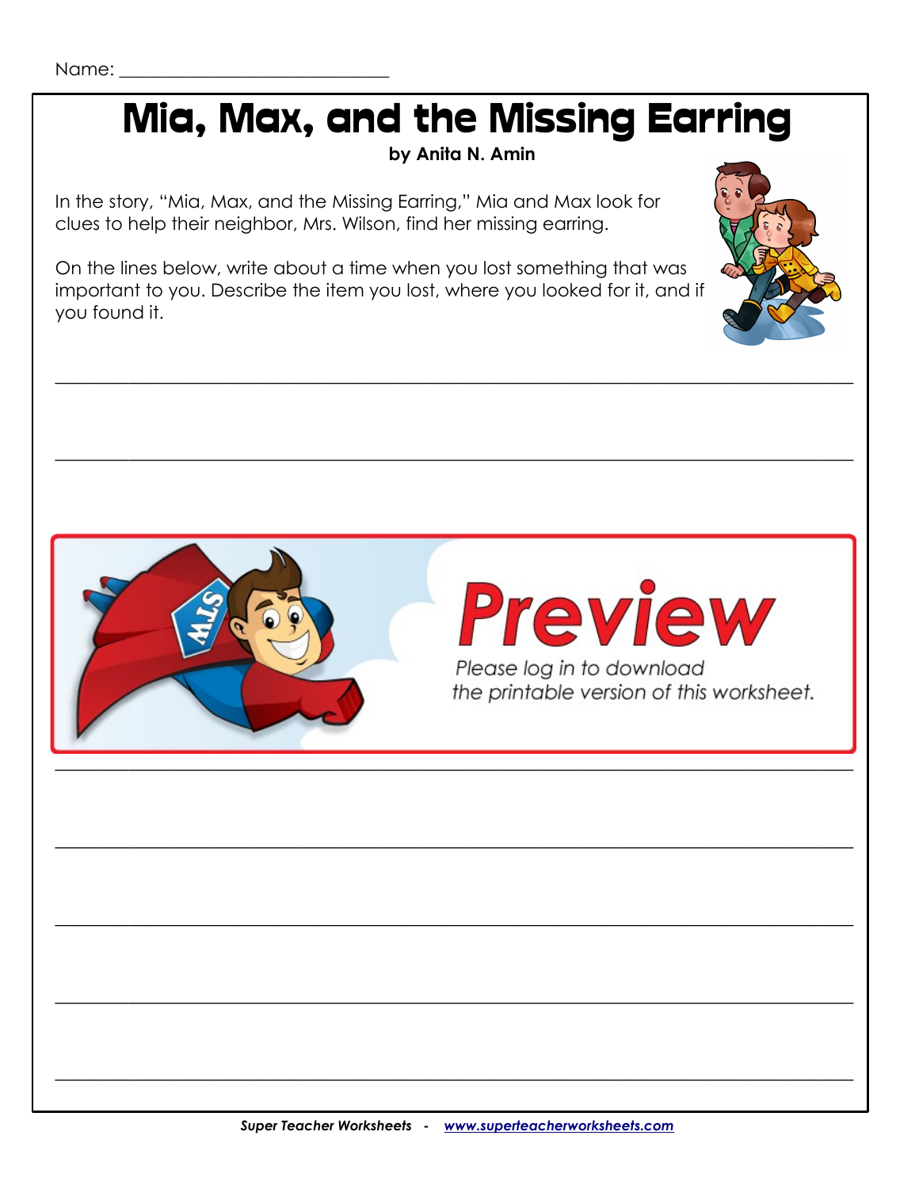Name: ___________________________

# Mia, Max, and the Missing Earring

**by Anita N. Amin**

In the story, "Mia, Max, and the Missing Earring," Mia and Max look for clues to help their neighbor, Mrs. Wilson, find her missing earring.

On the lines below, write about a time when you lost something that was important to you. Describe the item you lost, where you looked for it, and if you found it.

______________________________________________________________________________

______________________________________________________________________________

**Preview**

*Please log in to download the printable version of this worksheet.*

______________________________________________________________________________

______________________________________________________________________________

______________________________________________________________________________

______________________________________________________________________________

______________________________________________________________________________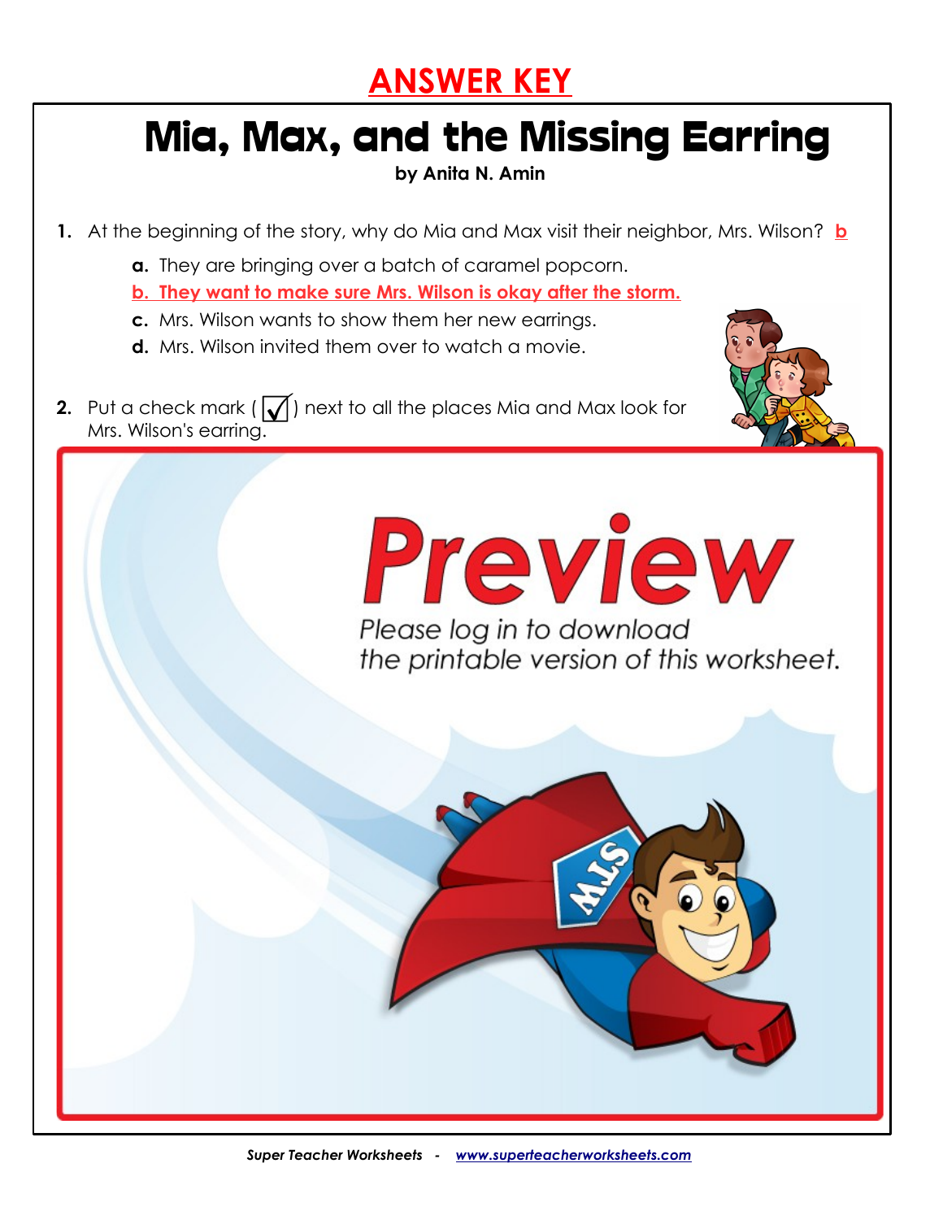# ANSWER KEY

# Mia, Max, and the Missing Earring

**by Anita N. Amin**

1. At the beginning of the story, why do Mia and Max visit their neighbor, Mrs. Wilson? b

   **a.** They are bringing over a batch of caramel popcorn.

   **b. They want to make sure Mrs. Wilson is okay after the storm.**

   **c.** Mrs. Wilson wants to show them her new earrings.

   **d.** Mrs. Wilson invited them over to watch a movie.

2. Put a check mark ( ☑ ) next to all the places Mia and Max look for Mrs. Wilson's earring.

**Preview**

*Please log in to download the printable version of this worksheet.*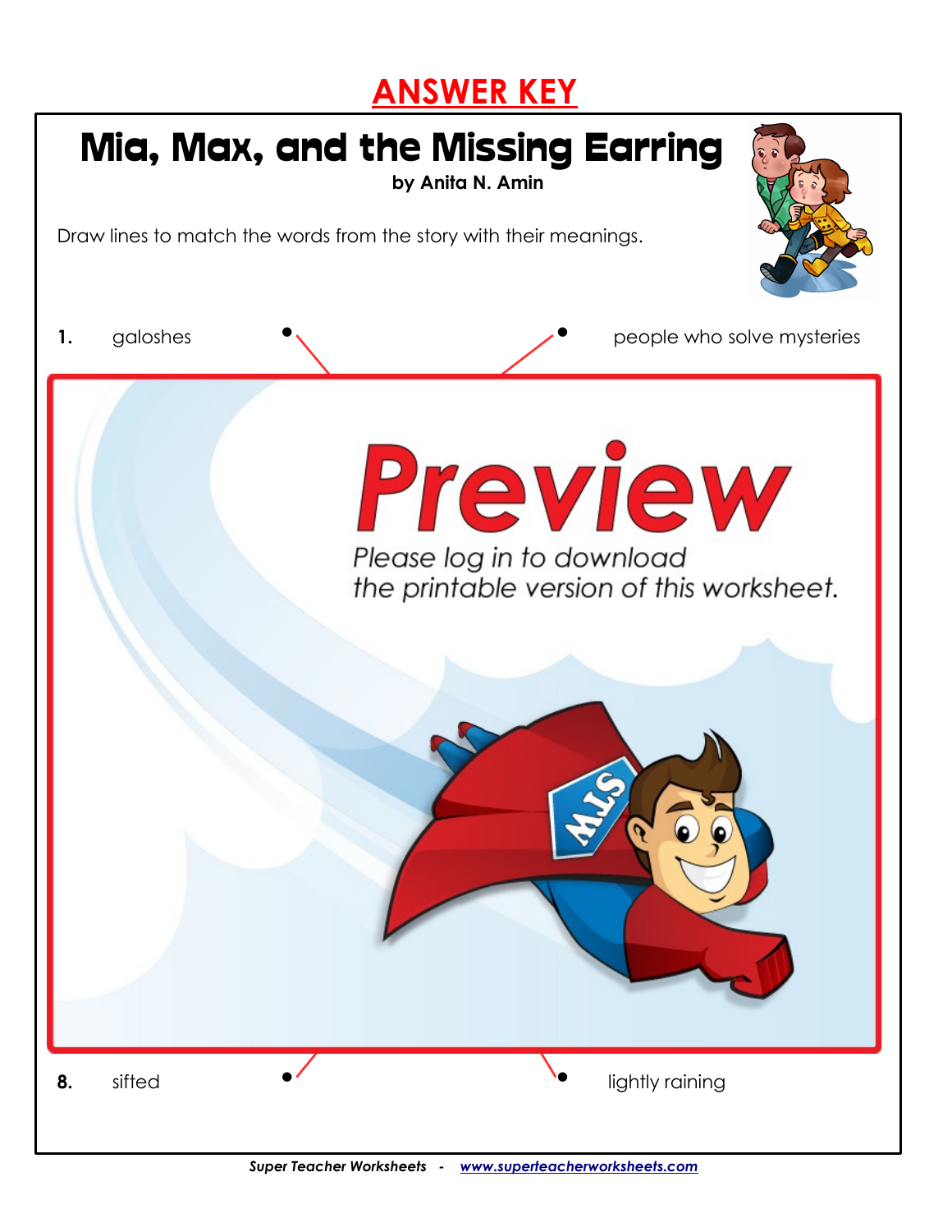# ANSWER KEY

## Mia, Max, and the Missing Earring

**by Anita N. Amin**

Draw lines to match the words from the story with their meanings.

**1.** galoshes • • people who solve mysteries

Preview

*Please log in to download the printable version of this worksheet.*

**8.** sifted • • lightly raining

***Super Teacher Worksheets - www.superteacherworksheets.com***